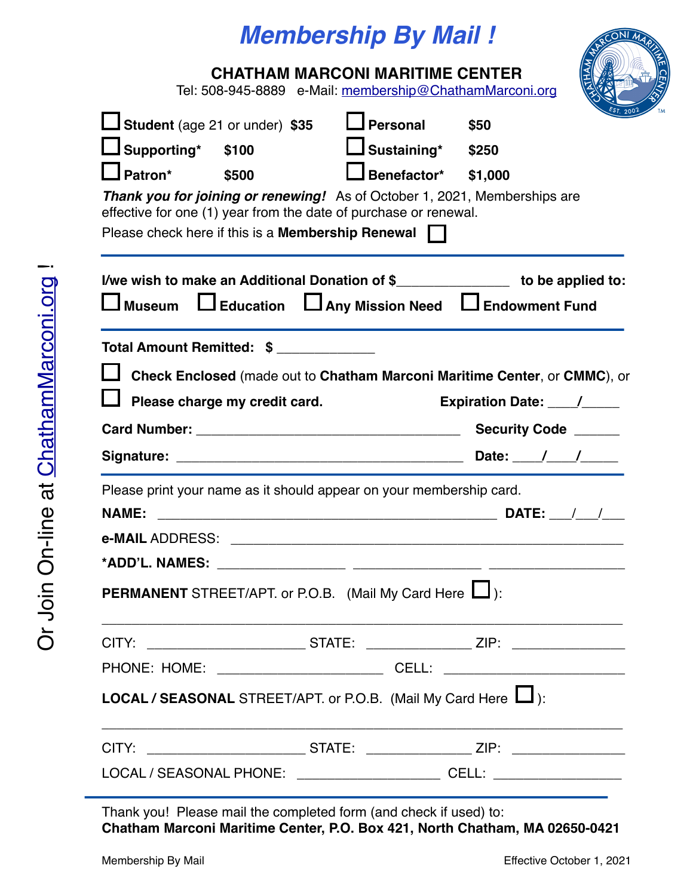# *Membership By Mail !*

## CHATHAM MARCONI MARITIME CENTER

Tel: 508-945-8889 e-Mail: membership@ChathamMarconi.org

☐ **Student** (age 21 or under) **$35**

☐ **Personal** **$50**

☐ **Supporting*** **$100**

☐ **Sustaining*** **$250**

☐ **Patron*** **$500**

☐ **Benefactor*** **$1,000**

***Thank you for joining or renewing!*** As of October 1, 2021, Memberships are effective for one (1) year from the date of purchase or renewal.

Please check here if this is a **Membership Renewal** ☐

---

**I/we wish to make an Additional Donation of $_______________ to be applied to:**

☐ **Museum** ☐ **Education** ☐ **Any Mission Need** ☐ **Endowment Fund**

---

**Total Amount Remitted: $** _____________

☐ **Check Enclosed** (made out to **Chatham Marconi Maritime Center**, or **CMMC**), or

☐ **Please charge my credit card.** **Expiration Date:** ____/_____

**Card Number:** ___________________________________ **Security Code** ______

**Signature:** ______________________________________ **Date:** ____/____/_____

---

Please print your name as it should appear on your membership card.

**NAME:** ____________________________________________ **DATE:** ___/___/___

**e-MAIL** ADDRESS: ___________________________________________

***ADD'L. NAMES:** ________________ _________________ __________________

**PERMANENT** STREET/APT. or P.O.B. (Mail My Card Here ☐):

_______________________________________________________________

CITY: ____________________ STATE: ______________ ZIP: _______________

PHONE: HOME: ______________________ CELL: ________________________

**LOCAL / SEASONAL** STREET/APT. or P.O.B. (Mail My Card Here ☐):

_______________________________________________________________

CITY: ____________________ STATE: ______________ ZIP: _______________

LOCAL / SEASONAL PHONE: ___________________ CELL: _________________

---

Thank you! Please mail the completed form (and check if used) to:
**Chatham Marconi Maritime Center, P.O. Box 421, North Chatham, MA 02650-0421**

Or Join On-line at ChathamMarconi.org !

Membership By Mail — Effective October 1, 2021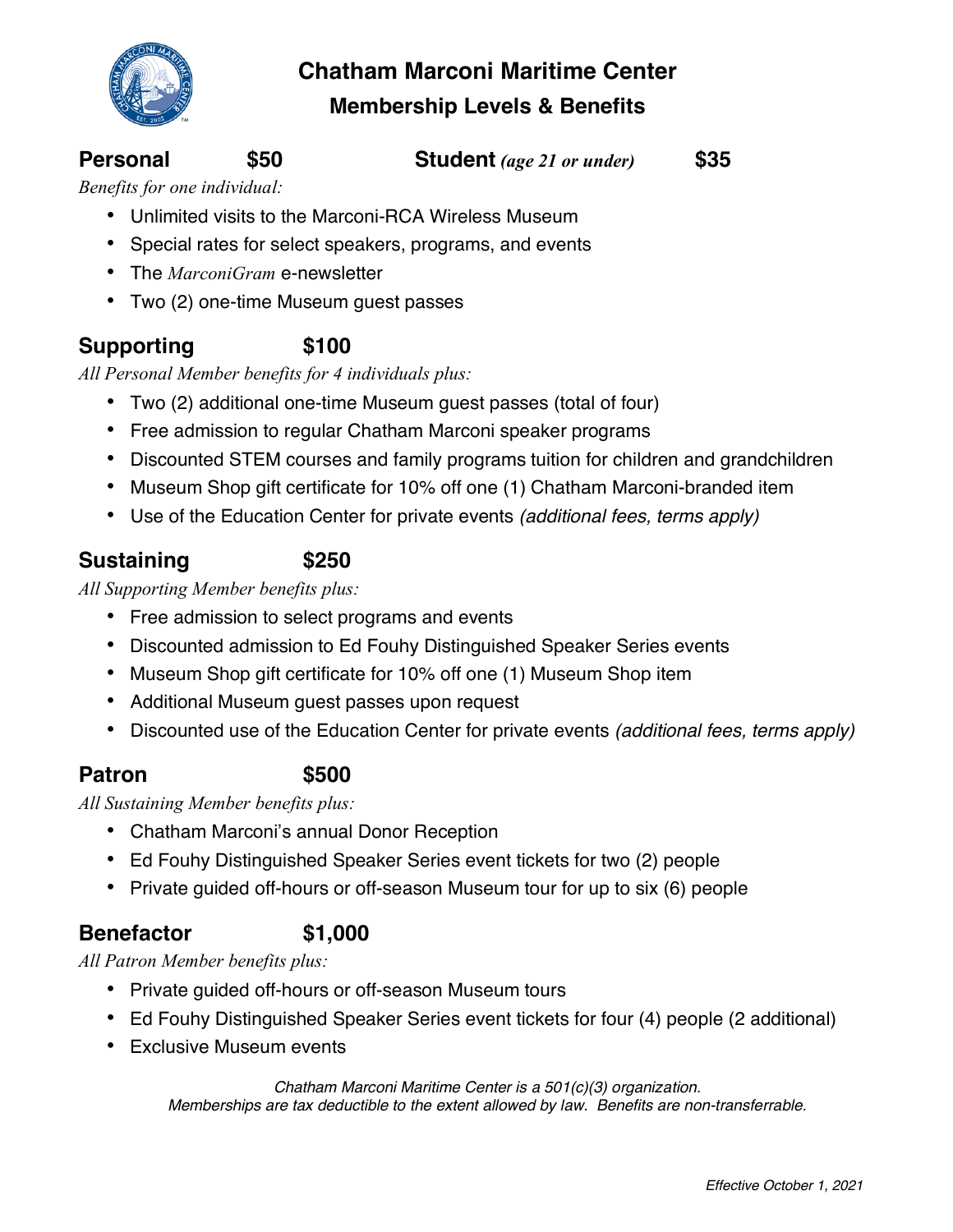# Chatham Marconi Maritime Center

## Membership Levels & Benefits

### Personal $50 — Student *(age 21 or under)* $35

*Benefits for one individual:*

- Unlimited visits to the Marconi-RCA Wireless Museum
- Special rates for select speakers, programs, and events
- The *MarconiGram* e-newsletter
- Two (2) one-time Museum guest passes

### Supporting $100

*All Personal Member benefits for 4 individuals plus:*

- Two (2) additional one-time Museum guest passes (total of four)
- Free admission to regular Chatham Marconi speaker programs
- Discounted STEM courses and family programs tuition for children and grandchildren
- Museum Shop gift certificate for 10% off one (1) Chatham Marconi-branded item
- Use of the Education Center for private events *(additional fees, terms apply)*

### Sustaining $250

*All Supporting Member benefits plus:*

- Free admission to select programs and events
- Discounted admission to Ed Fouhy Distinguished Speaker Series events
- Museum Shop gift certificate for 10% off one (1) Museum Shop item
- Additional Museum guest passes upon request
- Discounted use of the Education Center for private events *(additional fees, terms apply)*

### Patron $500

*All Sustaining Member benefits plus:*

- Chatham Marconi's annual Donor Reception
- Ed Fouhy Distinguished Speaker Series event tickets for two (2) people
- Private guided off-hours or off-season Museum tour for up to six (6) people

### Benefactor $1,000

*All Patron Member benefits plus:*

- Private guided off-hours or off-season Museum tours
- Ed Fouhy Distinguished Speaker Series event tickets for four (4) people (2 additional)
- Exclusive Museum events

*Chatham Marconi Maritime Center is a 501(c)(3) organization.*
*Memberships are tax deductible to the extent allowed by law. Benefits are non-transferrable.*

*Effective October 1, 2021*